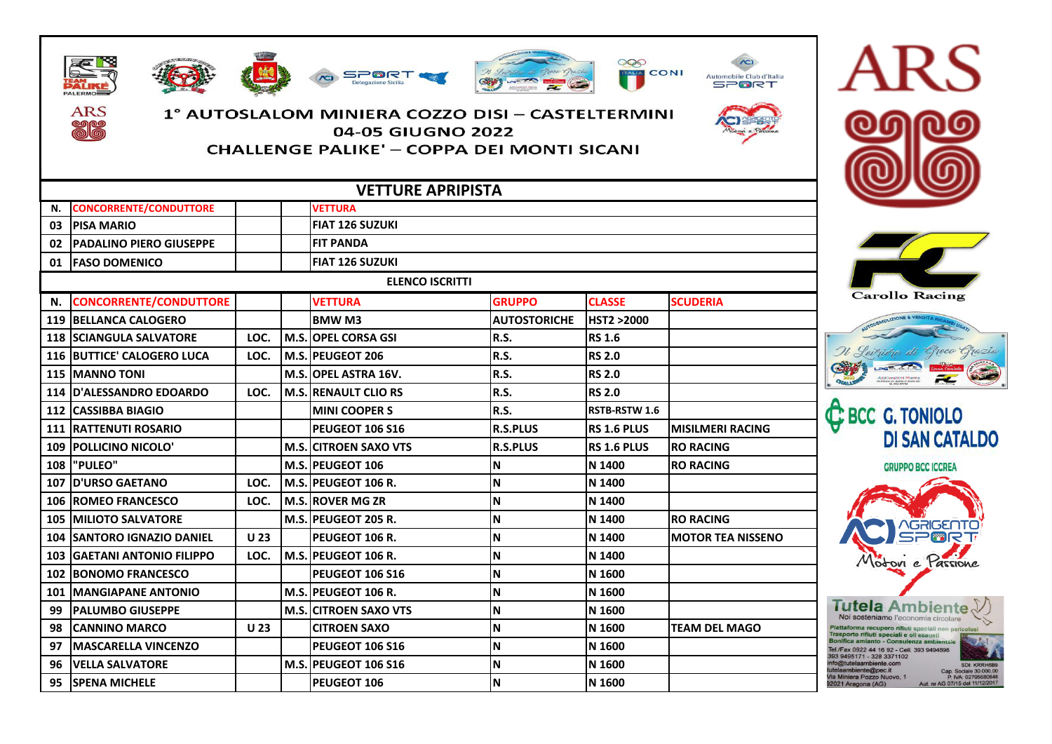# 1° AUTOSLALOM MINIERA COZZO DISI – CASTELTERMINI

## 04-05 GIUGNO 2022

## CHALLENGE PALIKE' – COPPA DEI MONTI SICANI

### VETTURE APRIPISTA

| N. | CONCORRENTE/CONDUTTORE | | | VETTURA |
|---|---|---|---|---|
| 03 | PISA MARIO | | | FIAT 126 SUZUKI |
| 02 | PADALINO PIERO GIUSEPPE | | | FIT PANDA |
| 01 | FASO DOMENICO | | | FIAT 126 SUZUKI |

### ELENCO ISCRITTI

| N. | CONCORRENTE/CONDUTTORE | | | VETTURA | GRUPPO | CLASSE | SCUDERIA |
|---|---|---|---|---|---|---|---|
| 119 | BELLANCA CALOGERO | | | BMW M3 | AUTOSTORICHE | HST2 >2000 | |
| 118 | SCIANGULA SALVATORE | LOC. | M.S. | OPEL CORSA GSI | R.S. | RS 1.6 | |
| 116 | BUTTICE' CALOGERO LUCA | LOC. | M.S. | PEUGEOT 206 | R.S. | RS 2.0 | |
| 115 | MANNO TONI | | M.S. | OPEL ASTRA 16V. | R.S. | RS 2.0 | |
| 114 | D'ALESSANDRO EDOARDO | LOC. | M.S. | RENAULT CLIO RS | R.S. | RS 2.0 | |
| 112 | CASSIBBA BIAGIO | | | MINI COOPER S | R.S. | RSTB-RSTW 1.6 | |
| 111 | RATTENUTI ROSARIO | | | PEUGEOT 106 S16 | R.S.PLUS | RS 1.6 PLUS | MISILMERI RACING |
| 109 | POLLICINO NICOLO' | | M.S. | CITROEN SAXO VTS | R.S.PLUS | RS 1.6 PLUS | RO RACING |
| 108 | "PULEO" | | M.S. | PEUGEOT 106 | N | N 1400 | RO RACING |
| 107 | D'URSO GAETANO | LOC. | M.S. | PEUGEOT 106 R. | N | N 1400 | |
| 106 | ROMEO FRANCESCO | LOC. | M.S. | ROVER MG ZR | N | N 1400 | |
| 105 | MILIOTO SALVATORE | | M.S. | PEUGEOT 205 R. | N | N 1400 | RO RACING |
| 104 | SANTORO IGNAZIO DANIEL | U 23 | | PEUGEOT 106 R. | N | N 1400 | MOTOR TEA NISSENO |
| 103 | GAETANI ANTONIO FILIPPO | LOC. | M.S. | PEUGEOT 106 R. | N | N 1400 | |
| 102 | BONOMO FRANCESCO | | | PEUGEOT 106 S16 | N | N 1600 | |
| 101 | MANGIAPANE ANTONIO | | M.S. | PEUGEOT 106 R. | N | N 1600 | |
| 99 | PALUMBO GIUSEPPE | | M.S. | CITROEN SAXO VTS | N | N 1600 | |
| 98 | CANNINO MARCO | U 23 | | CITROEN SAXO | N | N 1600 | TEAM DEL MAGO |
| 97 | MASCARELLA VINCENZO | | | PEUGEOT 106 S16 | N | N 1600 | |
| 96 | VELLA SALVATORE | | M.S. | PEUGEOT 106 S16 | N | N 1600 | |
| 95 | SPENA MICHELE | | | PEUGEOT 106 | N | N 1600 | |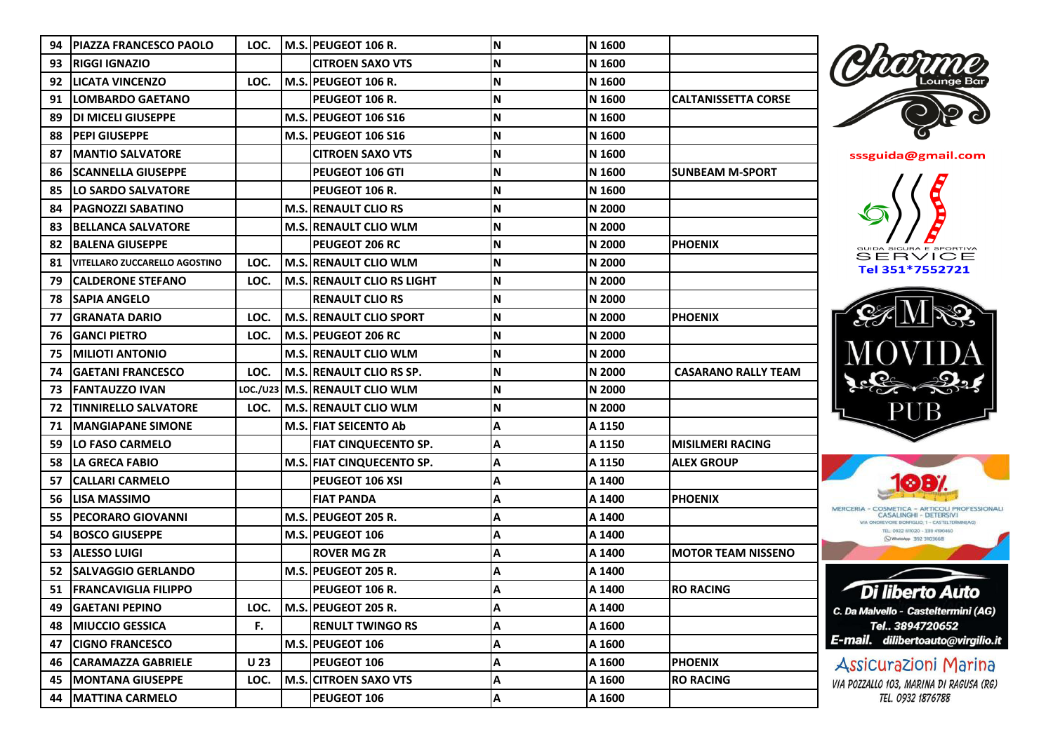| 94 | PIAZZA FRANCESCO PAOLO | LOC. | M.S. | PEUGEOT 106 R. | N | N 1600 | |
|---|---|---|---|---|---|---|---|
| 93 | RIGGI IGNAZIO | | | CITROEN SAXO VTS | N | N 1600 | |
| 92 | LICATA VINCENZO | LOC. | M.S. | PEUGEOT 106 R. | N | N 1600 | |
| 91 | LOMBARDO GAETANO | | | PEUGEOT 106 R. | N | N 1600 | CALTANISSETTA CORSE |
| 89 | DI MICELI GIUSEPPE | | M.S. | PEUGEOT 106 S16 | N | N 1600 | |
| 88 | PEPI GIUSEPPE | | M.S. | PEUGEOT 106 S16 | N | N 1600 | |
| 87 | MANTIO SALVATORE | | | CITROEN SAXO VTS | N | N 1600 | |
| 86 | SCANNELLA GIUSEPPE | | | PEUGEOT 106 GTI | N | N 1600 | SUNBEAM M-SPORT |
| 85 | LO SARDO SALVATORE | | | PEUGEOT 106 R. | N | N 1600 | |
| 84 | PAGNOZZI SABATINO | | M.S. | RENAULT CLIO RS | N | N 2000 | |
| 83 | BELLANCA SALVATORE | | M.S. | RENAULT CLIO WLM | N | N 2000 | |
| 82 | BALENA GIUSEPPE | | | PEUGEOT 206 RC | N | N 2000 | PHOENIX |
| 81 | VITELLARO ZUCCARELLO AGOSTINO | LOC. | M.S. | RENAULT CLIO WLM | N | N 2000 | |
| 79 | CALDERONE STEFANO | LOC. | M.S. | RENAULT CLIO RS LIGHT | N | N 2000 | |
| 78 | SAPIA ANGELO | | | RENAULT CLIO RS | N | N 2000 | |
| 77 | GRANATA DARIO | LOC. | M.S. | RENAULT CLIO SPORT | N | N 2000 | PHOENIX |
| 76 | GANCI PIETRO | LOC. | M.S. | PEUGEOT 206 RC | N | N 2000 | |
| 75 | MILIOTI ANTONIO | | M.S. | RENAULT CLIO WLM | N | N 2000 | |
| 74 | GAETANI FRANCESCO | LOC. | M.S. | RENAULT CLIO RS SP. | N | N 2000 | CASARANO RALLY TEAM |
| 73 | FANTAUZZO IVAN | LOC./U23 | M.S. | RENAULT CLIO WLM | N | N 2000 | |
| 72 | TINNIRELLO SALVATORE | LOC. | M.S. | RENAULT CLIO WLM | N | N 2000 | |
| 71 | MANGIAPANE SIMONE | | M.S. | FIAT SEICENTO Ab | A | A 1150 | |
| 59 | LO FASO CARMELO | | | FIAT CINQUECENTO SP. | A | A 1150 | MISILMERI RACING |
| 58 | LA GRECA FABIO | | M.S. | FIAT CINQUECENTO SP. | A | A 1150 | ALEX GROUP |
| 57 | CALLARI CARMELO | | | PEUGEOT 106 XSI | A | A 1400 | |
| 56 | LISA MASSIMO | | | FIAT PANDA | A | A 1400 | PHOENIX |
| 55 | PECORARO GIOVANNI | | M.S. | PEUGEOT 205 R. | A | A 1400 | |
| 54 | BOSCO GIUSEPPE | | M.S. | PEUGEOT 106 | A | A 1400 | |
| 53 | ALESSO LUIGI | | | ROVER MG ZR | A | A 1400 | MOTOR TEAM NISSENO |
| 52 | SALVAGGIO GERLANDO | | M.S. | PEUGEOT 205 R. | A | A 1400 | |
| 51 | FRANCAVIGLIA FILIPPO | | | PEUGEOT 106 R. | A | A 1400 | RO RACING |
| 49 | GAETANI PEPINO | LOC. | M.S. | PEUGEOT 205 R. | A | A 1400 | |
| 48 | MIUCCIO GESSICA | F. | | RENULT TWINGO RS | A | A 1600 | |
| 47 | CIGNO FRANCESCO | | M.S. | PEUGEOT 106 | A | A 1600 | |
| 46 | CARAMAZZA GABRIELE | U 23 | | PEUGEOT 106 | A | A 1600 | PHOENIX |
| 45 | MONTANA GIUSEPPE | LOC. | M.S. | CITROEN SAXO VTS | A | A 1600 | RO RACING |
| 44 | MATTINA CARMELO | | | PEUGEOT 106 | A | A 1600 | |

Charme Lounge Bar

sssguida@gmail.com

GUIDA SICURA E SPORTIVA SERVICE
Tel 351*7552721

MOVIDA PUB

108%
MERCERIA - COSMETICA - ARTICOLI PROFESSIONALI
CASALINGHI - DETERSIVI

Di liberto Auto
C. Da Malvello - Casteltermini (AG)
Tel.. 3894720652
E-mail. dilibertoauto@virgilio.it

Assicurazioni Marina
VIA POZZALLO 103, MARINA DI RAGUSA (RG)
TEL. 0932 1876788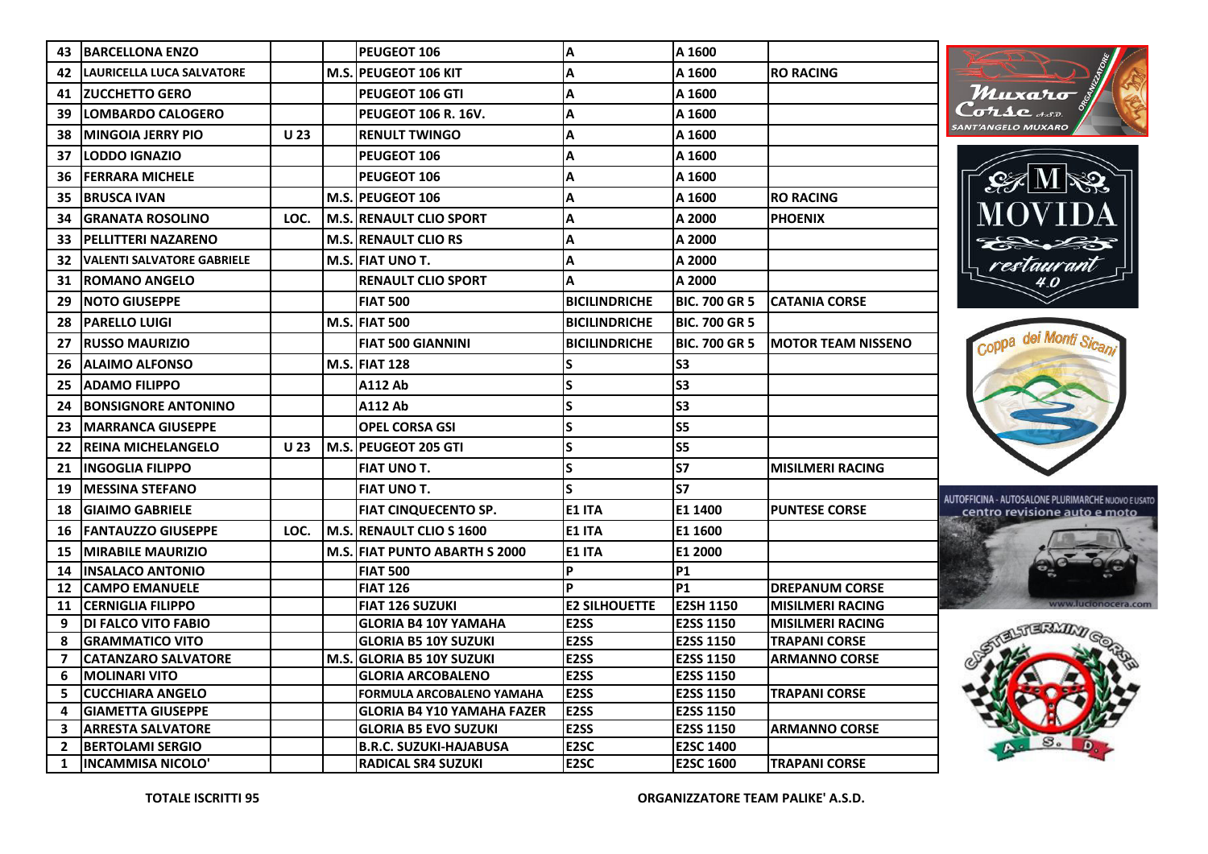| | | | | | | | |
|---|---|---|---|---|---|---|---|
| 43 | BARCELLONA ENZO | | | PEUGEOT 106 | A | A 1600 | |
| 42 | LAURICELLA LUCA SALVATORE | | M.S. | PEUGEOT 106 KIT | A | A 1600 | RO RACING |
| 41 | ZUCCHETTO GERO | | | PEUGEOT 106 GTI | A | A 1600 | |
| 39 | LOMBARDO CALOGERO | | | PEUGEOT 106 R. 16V. | A | A 1600 | |
| 38 | MINGOIA JERRY PIO | U 23 | | RENULT TWINGO | A | A 1600 | |
| 37 | LODDO IGNAZIO | | | PEUGEOT 106 | A | A 1600 | |
| 36 | FERRARA MICHELE | | | PEUGEOT 106 | A | A 1600 | |
| 35 | BRUSCA IVAN | | M.S. | PEUGEOT 106 | A | A 1600 | RO RACING |
| 34 | GRANATA ROSOLINO | LOC. | M.S. | RENAULT CLIO SPORT | A | A 2000 | PHOENIX |
| 33 | PELLITTERI NAZARENO | | M.S. | RENAULT CLIO RS | A | A 2000 | |
| 32 | VALENTI SALVATORE GABRIELE | | M.S. | FIAT UNO T. | A | A 2000 | |
| 31 | ROMANO ANGELO | | | RENAULT CLIO SPORT | A | A 2000 | |
| 29 | NOTO GIUSEPPE | | | FIAT 500 | BICILINDRICHE | BIC. 700 GR 5 | CATANIA CORSE |
| 28 | PARELLO LUIGI | | M.S. | FIAT 500 | BICILINDRICHE | BIC. 700 GR 5 | |
| 27 | RUSSO MAURIZIO | | | FIAT 500 GIANNINI | BICILINDRICHE | BIC. 700 GR 5 | MOTOR TEAM NISSENO |
| 26 | ALAIMO ALFONSO | | M.S. | FIAT 128 | S | S3 | |
| 25 | ADAMO FILIPPO | | | A112 Ab | S | S3 | |
| 24 | BONSIGNORE ANTONINO | | | A112 Ab | S | S3 | |
| 23 | MARRANCA GIUSEPPE | | | OPEL CORSA GSI | S | S5 | |
| 22 | REINA MICHELANGELO | U 23 | M.S. | PEUGEOT 205 GTI | S | S5 | |
| 21 | INGOGLIA FILIPPO | | | FIAT UNO T. | S | S7 | MISILMERI RACING |
| 19 | MESSINA STEFANO | | | FIAT UNO T. | S | S7 | |
| 18 | GIAIMO GABRIELE | | | FIAT CINQUECENTO SP. | E1 ITA | E1 1400 | PUNTESE CORSE |
| 16 | FANTAUZZO GIUSEPPE | LOC. | M.S. | RENAULT CLIO S 1600 | E1 ITA | E1 1600 | |
| 15 | MIRABILE MAURIZIO | | M.S. | FIAT PUNTO ABARTH S 2000 | E1 ITA | E1 2000 | |
| 14 | INSALACO ANTONIO | | | FIAT 500 | P | P1 | |
| 12 | CAMPO EMANUELE | | | FIAT 126 | P | P1 | DREPANUM CORSE |
| 11 | CERNIGLIA FILIPPO | | | FIAT 126 SUZUKI | E2 SILHOUETTE | E2SH 1150 | MISILMERI RACING |
| 9 | DI FALCO VITO FABIO | | | GLORIA B4 10Y YAMAHA | E2SS | E2SS 1150 | MISILMERI RACING |
| 8 | GRAMMATICO VITO | | | GLORIA B5 10Y SUZUKI | E2SS | E2SS 1150 | TRAPANI CORSE |
| 7 | CATANZARO SALVATORE | | M.S. | GLORIA B5 10Y SUZUKI | E2SS | E2SS 1150 | ARMANNO CORSE |
| 6 | MOLINARI VITO | | | GLORIA ARCOBALENO | E2SS | E2SS 1150 | |
| 5 | CUCCHIARA ANGELO | | | FORMULA ARCOBALENO YAMAHA | E2SS | E2SS 1150 | TRAPANI CORSE |
| 4 | GIAMETTA GIUSEPPE | | | GLORIA B4 Y10 YAMAHA FAZER | E2SS | E2SS 1150 | |
| 3 | ARRESTA SALVATORE | | | GLORIA B5 EVO SUZUKI | E2SS | E2SS 1150 | ARMANNO CORSE |
| 2 | BERTOLAMI SERGIO | | | B.R.C. SUZUKI-HAJABUSA | E2SC | E2SC 1400 | |
| 1 | INCAMMISA NICOLO' | | | RADICAL SR4 SUZUKI | E2SC | E2SC 1600 | TRAPANI CORSE |

**TOTALE ISCRITTI 95**

**ORGANIZZATORE TEAM PALIKE' A.S.D.**